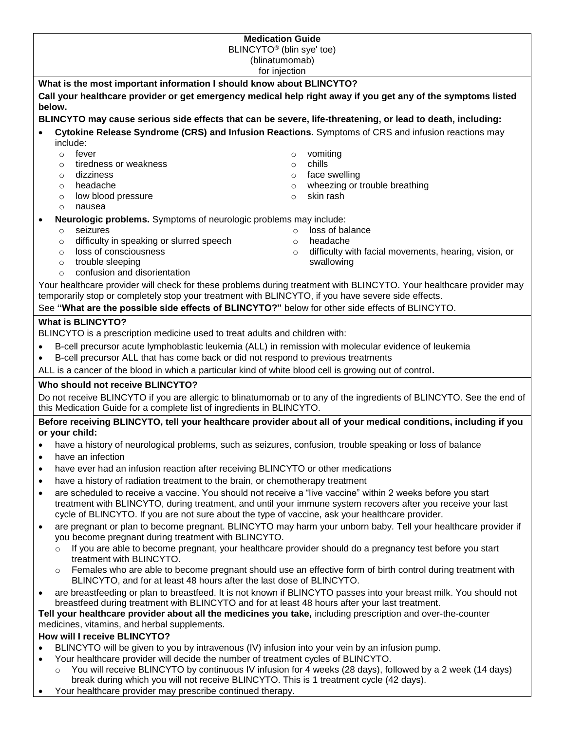**Medication Guide**
BLINCYTO® (blin sye' toe)
(blinatumomab)
for injection

**What is the most important information I should know about BLINCYTO?**

**Call your healthcare provider or get emergency medical help right away if you get any of the symptoms listed below.**

**BLINCYTO may cause serious side effects that can be severe, life-threatening, or lead to death, including:**

- **Cytokine Release Syndrome (CRS) and Infusion Reactions.** Symptoms of CRS and infusion reactions may include:
  - fever
  - tiredness or weakness
  - dizziness
  - headache
  - low blood pressure
  - nausea
  - vomiting
  - chills
  - face swelling
  - wheezing or trouble breathing
  - skin rash
- **Neurologic problems.** Symptoms of neurologic problems may include:
  - seizures
  - difficulty in speaking or slurred speech
  - loss of consciousness
  - trouble sleeping
  - confusion and disorientation
  - loss of balance
  - headache
  - difficulty with facial movements, hearing, vision, or swallowing

Your healthcare provider will check for these problems during treatment with BLINCYTO. Your healthcare provider may temporarily stop or completely stop your treatment with BLINCYTO, if you have severe side effects.

See **"What are the possible side effects of BLINCYTO?"** below for other side effects of BLINCYTO.

**What is BLINCYTO?**

BLINCYTO is a prescription medicine used to treat adults and children with:

- B-cell precursor acute lymphoblastic leukemia (ALL) in remission with molecular evidence of leukemia
- B-cell precursor ALL that has come back or did not respond to previous treatments

ALL is a cancer of the blood in which a particular kind of white blood cell is growing out of control**.**

**Who should not receive BLINCYTO?**

Do not receive BLINCYTO if you are allergic to blinatumomab or to any of the ingredients of BLINCYTO. See the end of this Medication Guide for a complete list of ingredients in BLINCYTO.

**Before receiving BLINCYTO, tell your healthcare provider about all of your medical conditions, including if you or your child:**

- have a history of neurological problems, such as seizures, confusion, trouble speaking or loss of balance
- have an infection
- have ever had an infusion reaction after receiving BLINCYTO or other medications
- have a history of radiation treatment to the brain, or chemotherapy treatment
- are scheduled to receive a vaccine. You should not receive a "live vaccine" within 2 weeks before you start treatment with BLINCYTO, during treatment, and until your immune system recovers after you receive your last cycle of BLINCYTO. If you are not sure about the type of vaccine, ask your healthcare provider.
- are pregnant or plan to become pregnant. BLINCYTO may harm your unborn baby. Tell your healthcare provider if you become pregnant during treatment with BLINCYTO.
  - If you are able to become pregnant, your healthcare provider should do a pregnancy test before you start treatment with BLINCYTO.
  - Females who are able to become pregnant should use an effective form of birth control during treatment with BLINCYTO, and for at least 48 hours after the last dose of BLINCYTO.
- are breastfeeding or plan to breastfeed. It is not known if BLINCYTO passes into your breast milk. You should not breastfeed during treatment with BLINCYTO and for at least 48 hours after your last treatment.

**Tell your healthcare provider about all the medicines you take,** including prescription and over-the-counter medicines, vitamins, and herbal supplements.

**How will I receive BLINCYTO?**

- BLINCYTO will be given to you by intravenous (IV) infusion into your vein by an infusion pump.
- Your healthcare provider will decide the number of treatment cycles of BLINCYTO.
  - You will receive BLINCYTO by continuous IV infusion for 4 weeks (28 days), followed by a 2 week (14 days) break during which you will not receive BLINCYTO. This is 1 treatment cycle (42 days).
- Your healthcare provider may prescribe continued therapy.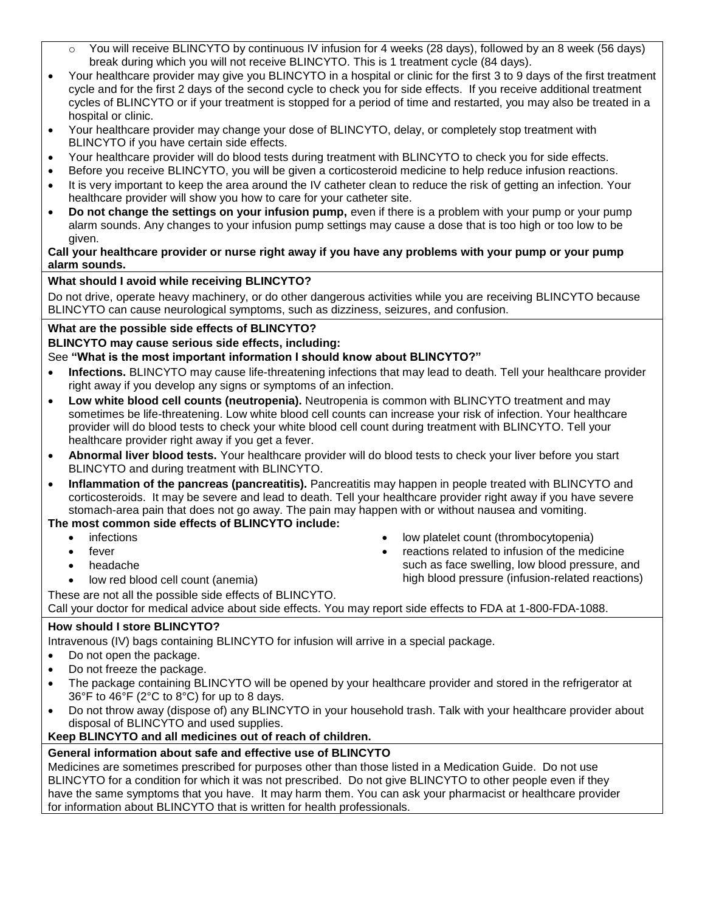- You will receive BLINCYTO by continuous IV infusion for 4 weeks (28 days), followed by an 8 week (56 days) break during which you will not receive BLINCYTO. This is 1 treatment cycle (84 days).
- Your healthcare provider may give you BLINCYTO in a hospital or clinic for the first 3 to 9 days of the first treatment cycle and for the first 2 days of the second cycle to check you for side effects. If you receive additional treatment cycles of BLINCYTO or if your treatment is stopped for a period of time and restarted, you may also be treated in a hospital or clinic.
- Your healthcare provider may change your dose of BLINCYTO, delay, or completely stop treatment with BLINCYTO if you have certain side effects.
- Your healthcare provider will do blood tests during treatment with BLINCYTO to check you for side effects.
- Before you receive BLINCYTO, you will be given a corticosteroid medicine to help reduce infusion reactions.
- It is very important to keep the area around the IV catheter clean to reduce the risk of getting an infection. Your healthcare provider will show you how to care for your catheter site.
- **Do not change the settings on your infusion pump,** even if there is a problem with your pump or your pump alarm sounds. Any changes to your infusion pump settings may cause a dose that is too high or too low to be given.

**Call your healthcare provider or nurse right away if you have any problems with your pump or your pump alarm sounds.**

**What should I avoid while receiving BLINCYTO?**

Do not drive, operate heavy machinery, or do other dangerous activities while you are receiving BLINCYTO because BLINCYTO can cause neurological symptoms, such as dizziness, seizures, and confusion.

**What are the possible side effects of BLINCYTO?**

**BLINCYTO may cause serious side effects, including:**

See **"What is the most important information I should know about BLINCYTO?"**

- **Infections.** BLINCYTO may cause life-threatening infections that may lead to death. Tell your healthcare provider right away if you develop any signs or symptoms of an infection.
- **Low white blood cell counts (neutropenia).** Neutropenia is common with BLINCYTO treatment and may sometimes be life-threatening. Low white blood cell counts can increase your risk of infection. Your healthcare provider will do blood tests to check your white blood cell count during treatment with BLINCYTO. Tell your healthcare provider right away if you get a fever.
- **Abnormal liver blood tests.** Your healthcare provider will do blood tests to check your liver before you start BLINCYTO and during treatment with BLINCYTO.
- **Inflammation of the pancreas (pancreatitis).** Pancreatitis may happen in people treated with BLINCYTO and corticosteroids. It may be severe and lead to death. Tell your healthcare provider right away if you have severe stomach-area pain that does not go away. The pain may happen with or without nausea and vomiting.

**The most common side effects of BLINCYTO include:**

- infections
- fever
- headache
- low red blood cell count (anemia)
- low platelet count (thrombocytopenia)
- reactions related to infusion of the medicine such as face swelling, low blood pressure, and high blood pressure (infusion-related reactions)

These are not all the possible side effects of BLINCYTO.

Call your doctor for medical advice about side effects. You may report side effects to FDA at 1-800-FDA-1088.

**How should I store BLINCYTO?**

Intravenous (IV) bags containing BLINCYTO for infusion will arrive in a special package.

- Do not open the package.
- Do not freeze the package.
- The package containing BLINCYTO will be opened by your healthcare provider and stored in the refrigerator at 36°F to 46°F (2°C to 8°C) for up to 8 days.
- Do not throw away (dispose of) any BLINCYTO in your household trash. Talk with your healthcare provider about disposal of BLINCYTO and used supplies.

**Keep BLINCYTO and all medicines out of reach of children.**

**General information about safe and effective use of BLINCYTO**

Medicines are sometimes prescribed for purposes other than those listed in a Medication Guide. Do not use BLINCYTO for a condition for which it was not prescribed. Do not give BLINCYTO to other people even if they have the same symptoms that you have. It may harm them. You can ask your pharmacist or healthcare provider for information about BLINCYTO that is written for health professionals.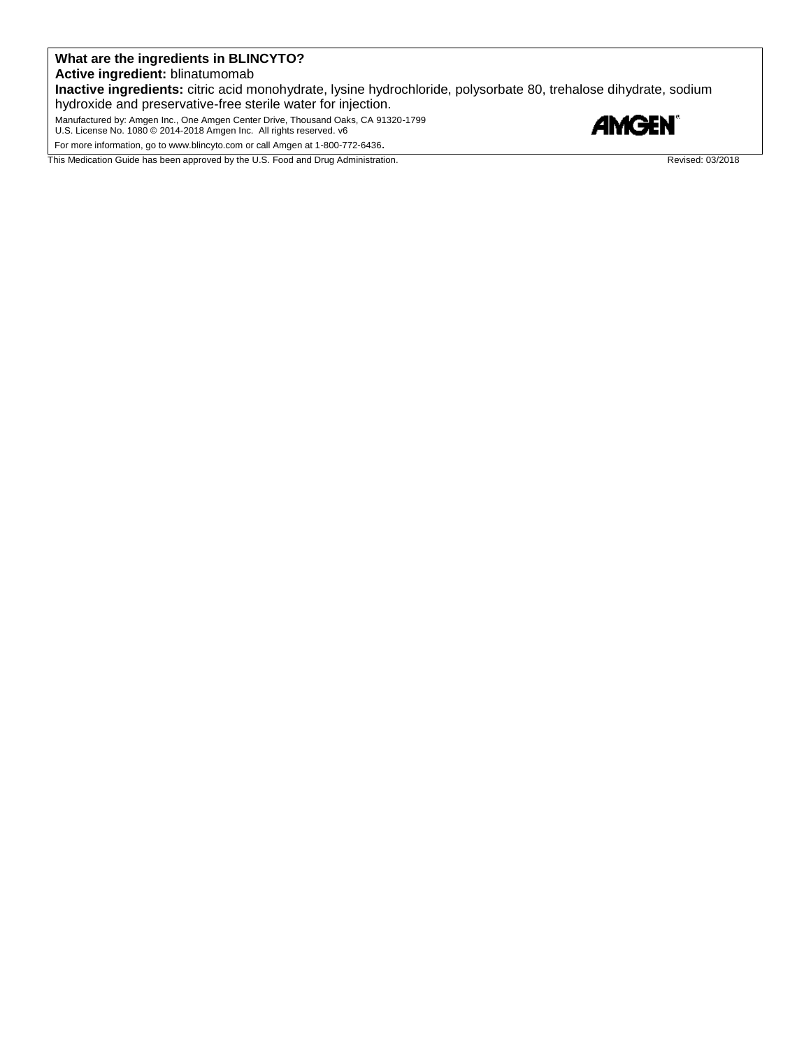**What are the ingredients in BLINCYTO?**

**Active ingredient:** blinatumomab

**Inactive ingredients:** citric acid monohydrate, lysine hydrochloride, polysorbate 80, trehalose dihydrate, sodium hydroxide and preservative-free sterile water for injection.

Manufactured by: Amgen Inc., One Amgen Center Drive, Thousand Oaks, CA 91320-1799
U.S. License No. 1080 © 2014-2018 Amgen Inc. All rights reserved. v6

AMGEN®

For more information, go to www.blincyto.com or call Amgen at 1-800-772-6436.

This Medication Guide has been approved by the U.S. Food and Drug Administration. Revised: 03/2018